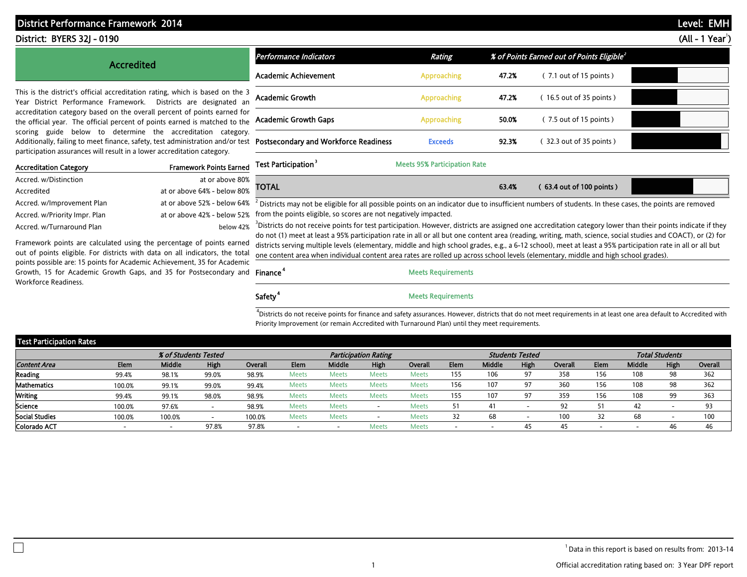# District Performance Framework 2014

**Level: EMH**

**District: BYERS 32J - 0190**

**(All - 1 Year[1])**

## Accredited

This is the district's official accreditation rating, which is based on the 3 Year District Performance Framework. Districts are designated an accreditation category based on the overall percent of points earned for the official year. The official percent of points earned is matched to the scoring guide below to determine the accreditation category. Additionally, failing to meet finance, safety, test administration and/or test participation assurances will result in a lower accreditation category.

| Accreditation Category | Framework Points Earned |
|---|---|
| Accred. w/Distinction | at or above 80% |
| Accredited | at or above 64% - below 80% |
| Accred. w/Improvement Plan | at or above 52% - below 64% |
| Accred. w/Priority Impr. Plan | at or above 42% - below 52% |
| Accred. w/Turnaround Plan | below 42% |

Framework points are calculated using the percentage of points earned out of points eligible. For districts with data on all indicators, the total points possible are: 15 points for Academic Achievement, 35 for Academic Growth, 15 for Academic Growth Gaps, and 35 for Postsecondary and Workforce Readiness.

| Performance Indicators | Rating | % of Points Earned out of Points Eligible[2] | |
|---|---|---|---|
| Academic Achievement | Approaching | 47.2% | ( 7.1 out of 15 points ) |
| Academic Growth | Approaching | 47.2% | ( 16.5 out of 35 points ) |
| Academic Growth Gaps | Approaching | 50.0% | ( 7.5 out of 15 points ) |
| Postsecondary and Workforce Readiness | Exceeds | 92.3% | ( 32.3 out of 35 points ) |
| Test Participation[3] | Meets 95% Participation Rate | | |
| **TOTAL** | | 63.4% | ( 63.4 out of 100 points ) |

[2] Districts may not be eligible for all possible points on an indicator due to insufficient numbers of students. In these cases, the points are removed from the points eligible, so scores are not negatively impacted.

[3] Districts do not receive points for test participation. However, districts are assigned one accreditation category lower than their points indicate if they do not (1) meet at least a 95% participation rate in all or all but one content area (reading, writing, math, science, social studies and COACT), or (2) for districts serving multiple levels (elementary, middle and high school grades, e.g., a 6-12 school), meet at least a 95% participation rate in all or all but one content area when individual content area rates are rolled up across school levels (elementary, middle and high school grades).

| | |
|---|---|
| Finance[4] | Meets Requirements |
| Safety[4] | Meets Requirements |

[4] Districts do not receive points for finance and safety assurances. However, districts that do not meet requirements in at least one area default to Accredited with Priority Improvement (or remain Accredited with Turnaround Plan) until they meet requirements.

## Test Participation Rates

| | % of Students Tested | | | | Participation Rating | | | | Students Tested | | | | Total Students | | | |
|---|---|---|---|---|---|---|---|---|---|---|---|---|---|---|---|---|
| *Content Area* | Elem | Middle | High | Overall | Elem | Middle | High | Overall | Elem | Middle | High | Overall | Elem | Middle | High | Overall |
| Reading | 99.4% | 98.1% | 99.0% | 98.9% | Meets | Meets | Meets | Meets | 155 | 106 | 97 | 358 | 156 | 108 | 98 | 362 |
| Mathematics | 100.0% | 99.1% | 99.0% | 99.4% | Meets | Meets | Meets | Meets | 156 | 107 | 97 | 360 | 156 | 108 | 98 | 362 |
| Writing | 99.4% | 99.1% | 98.0% | 98.9% | Meets | Meets | Meets | Meets | 155 | 107 | 97 | 359 | 156 | 108 | 99 | 363 |
| Science | 100.0% | 97.6% | - | 98.9% | Meets | Meets | - | Meets | 51 | 41 | - | 92 | 51 | 42 | - | 93 |
| Social Studies | 100.0% | 100.0% | - | 100.0% | Meets | Meets | - | Meets | 32 | 68 | - | 100 | 32 | 68 | - | 100 |
| Colorado ACT | - | - | 97.8% | 97.8% | - | - | Meets | Meets | - | - | 45 | 45 | - | - | 46 | 46 |

[1] Data in this report is based on results from: 2013-14

Official accreditation rating based on: 3 Year DPF report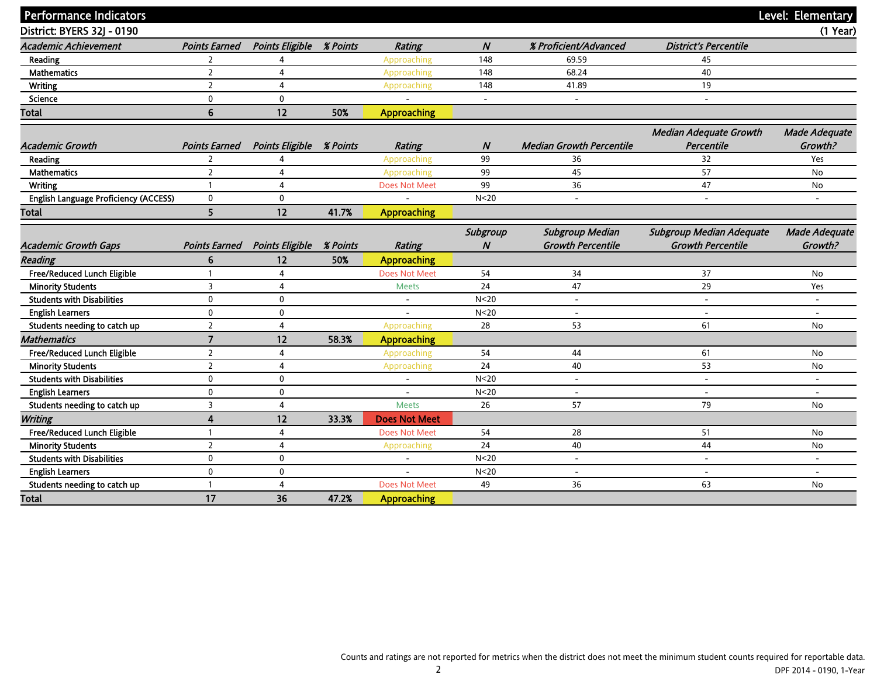## Performance Indicators — Level: Elementary

**District: BYERS 32J - 0190** (1 Year)

| *Academic Achievement* | *Points Earned* | *Points Eligible* | *% Points* | *Rating* | *N* | *% Proficient/Advanced* | *District's Percentile* |
|---|---|---|---|---|---|---|---|
| Reading | 2 | 4 | | Approaching | 148 | 69.59 | 45 |
| Mathematics | 2 | 4 | | Approaching | 148 | 68.24 | 40 |
| Writing | 2 | 4 | | Approaching | 148 | 41.89 | 19 |
| Science | 0 | 0 | | - | - | - | - |
| **Total** | **6** | **12** | **50%** | **Approaching** | | | |

| *Academic Growth* | *Points Earned* | *Points Eligible* | *% Points* | *Rating* | *N* | *Median Growth Percentile* | *Median Adequate Growth Percentile* | *Made Adequate Growth?* |
|---|---|---|---|---|---|---|---|---|
| Reading | 2 | 4 | | Approaching | 99 | 36 | 32 | Yes |
| Mathematics | 2 | 4 | | Approaching | 99 | 45 | 57 | No |
| Writing | 1 | 4 | | Does Not Meet | 99 | 36 | 47 | No |
| English Language Proficiency (ACCESS) | 0 | 0 | | - | N<20 | - | - | - |
| **Total** | **5** | **12** | **41.7%** | **Approaching** | | | | |

| *Academic Growth Gaps* | *Points Earned* | *Points Eligible* | *% Points* | *Rating* | *Subgroup N* | *Subgroup Median Growth Percentile* | *Subgroup Median Adequate Growth Percentile* | *Made Adequate Growth?* |
|---|---|---|---|---|---|---|---|---|
| ***Reading*** | **6** | **12** | **50%** | **Approaching** | | | | |
| Free/Reduced Lunch Eligible | 1 | 4 | | Does Not Meet | 54 | 34 | 37 | No |
| Minority Students | 3 | 4 | | Meets | 24 | 47 | 29 | Yes |
| Students with Disabilities | 0 | 0 | | - | N<20 | - | - | - |
| English Learners | 0 | 0 | | - | N<20 | - | - | - |
| Students needing to catch up | 2 | 4 | | Approaching | 28 | 53 | 61 | No |
| ***Mathematics*** | **7** | **12** | **58.3%** | **Approaching** | | | | |
| Free/Reduced Lunch Eligible | 2 | 4 | | Approaching | 54 | 44 | 61 | No |
| Minority Students | 2 | 4 | | Approaching | 24 | 40 | 53 | No |
| Students with Disabilities | 0 | 0 | | - | N<20 | - | - | - |
| English Learners | 0 | 0 | | - | N<20 | - | - | - |
| Students needing to catch up | 3 | 4 | | Meets | 26 | 57 | 79 | No |
| ***Writing*** | **4** | **12** | **33.3%** | **Does Not Meet** | | | | |
| Free/Reduced Lunch Eligible | 1 | 4 | | Does Not Meet | 54 | 28 | 51 | No |
| Minority Students | 2 | 4 | | Approaching | 24 | 40 | 44 | No |
| Students with Disabilities | 0 | 0 | | - | N<20 | - | - | - |
| English Learners | 0 | 0 | | - | N<20 | - | - | - |
| Students needing to catch up | 1 | 4 | | Does Not Meet | 49 | 36 | 63 | No |
| **Total** | **17** | **36** | **47.2%** | **Approaching** | | | | |

Counts and ratings are not reported for metrics when the district does not meet the minimum student counts required for reportable data.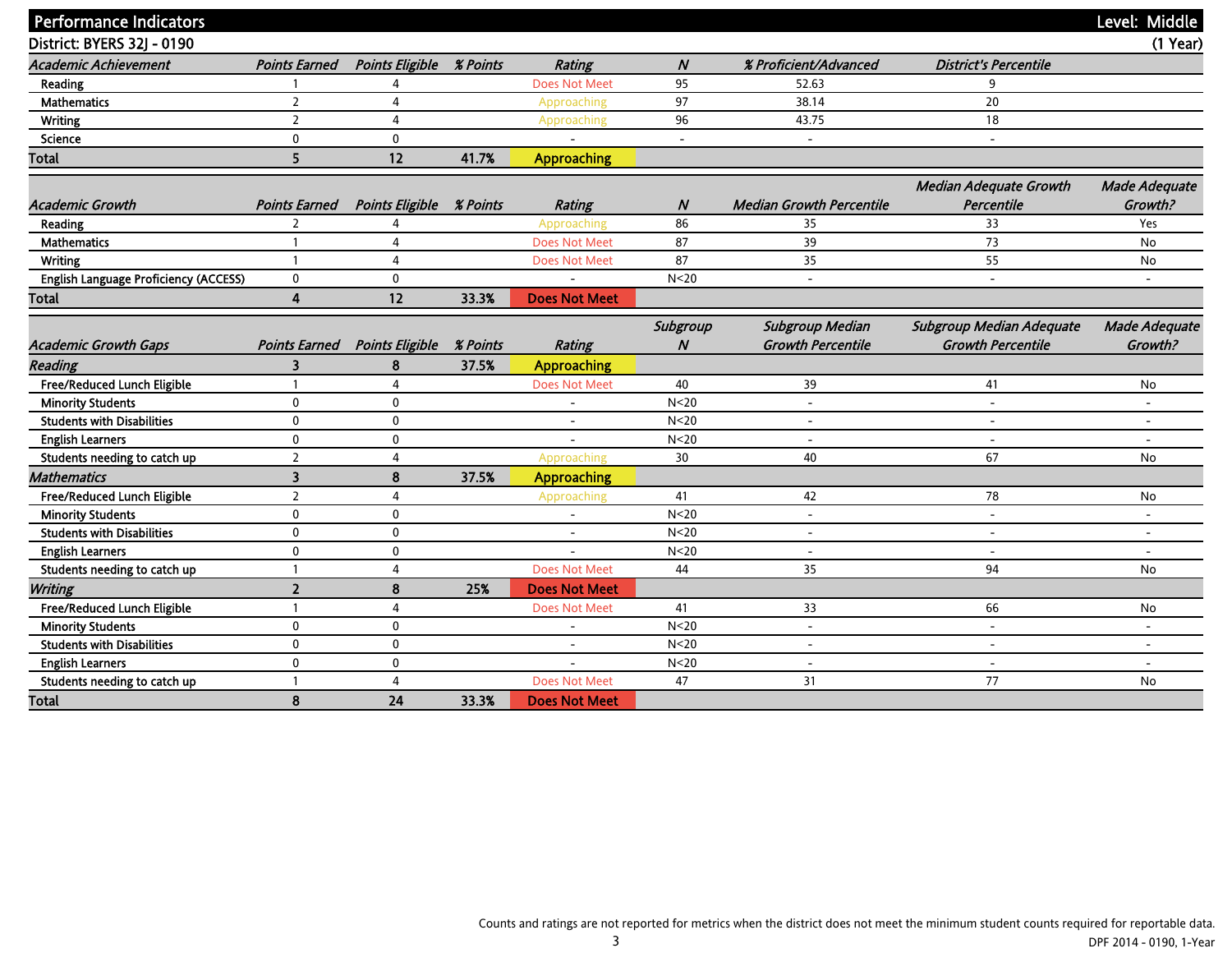## Performance Indicators — Level: Middle

**District: BYERS 32J - 0190** (1 Year)

| *Academic Achievement* | *Points Earned* | *Points Eligible* | *% Points* | *Rating* | *N* | *% Proficient/Advanced* | *District's Percentile* |
|---|---|---|---|---|---|---|---|
| Reading | 1 | 4 | | Does Not Meet | 95 | 52.63 | 9 |
| Mathematics | 2 | 4 | | Approaching | 97 | 38.14 | 20 |
| Writing | 2 | 4 | | Approaching | 96 | 43.75 | 18 |
| Science | 0 | 0 | | - | - | - | - |
| **Total** | **5** | **12** | **41.7%** | **Approaching** | | | |

| *Academic Growth* | *Points Earned* | *Points Eligible* | *% Points* | *Rating* | *N* | *Median Growth Percentile* | *Median Adequate Growth Percentile* | *Made Adequate Growth?* |
|---|---|---|---|---|---|---|---|---|
| Reading | 2 | 4 | | Approaching | 86 | 35 | 33 | Yes |
| Mathematics | 1 | 4 | | Does Not Meet | 87 | 39 | 73 | No |
| Writing | 1 | 4 | | Does Not Meet | 87 | 35 | 55 | No |
| English Language Proficiency (ACCESS) | 0 | 0 | | - | N<20 | - | - | - |
| **Total** | **4** | **12** | **33.3%** | **Does Not Meet** | | | | |

| *Academic Growth Gaps* | *Points Earned* | *Points Eligible* | *% Points* | *Rating* | *Subgroup N* | *Subgroup Median Growth Percentile* | *Subgroup Median Adequate Growth Percentile* | *Made Adequate Growth?* |
|---|---|---|---|---|---|---|---|---|
| ***Reading*** | **3** | **8** | **37.5%** | **Approaching** | | | | |
| Free/Reduced Lunch Eligible | 1 | 4 | | Does Not Meet | 40 | 39 | 41 | No |
| Minority Students | 0 | 0 | | - | N<20 | - | - | - |
| Students with Disabilities | 0 | 0 | | - | N<20 | - | - | - |
| English Learners | 0 | 0 | | - | N<20 | - | - | - |
| Students needing to catch up | 2 | 4 | | Approaching | 30 | 40 | 67 | No |
| ***Mathematics*** | **3** | **8** | **37.5%** | **Approaching** | | | | |
| Free/Reduced Lunch Eligible | 2 | 4 | | Approaching | 41 | 42 | 78 | No |
| Minority Students | 0 | 0 | | - | N<20 | - | - | - |
| Students with Disabilities | 0 | 0 | | - | N<20 | - | - | - |
| English Learners | 0 | 0 | | - | N<20 | - | - | - |
| Students needing to catch up | 1 | 4 | | Does Not Meet | 44 | 35 | 94 | No |
| ***Writing*** | **2** | **8** | **25%** | **Does Not Meet** | | | | |
| Free/Reduced Lunch Eligible | 1 | 4 | | Does Not Meet | 41 | 33 | 66 | No |
| Minority Students | 0 | 0 | | - | N<20 | - | - | - |
| Students with Disabilities | 0 | 0 | | - | N<20 | - | - | - |
| English Learners | 0 | 0 | | - | N<20 | - | - | - |
| Students needing to catch up | 1 | 4 | | Does Not Meet | 47 | 31 | 77 | No |
| **Total** | **8** | **24** | **33.3%** | **Does Not Meet** | | | | |

Counts and ratings are not reported for metrics when the district does not meet the minimum student counts required for reportable data.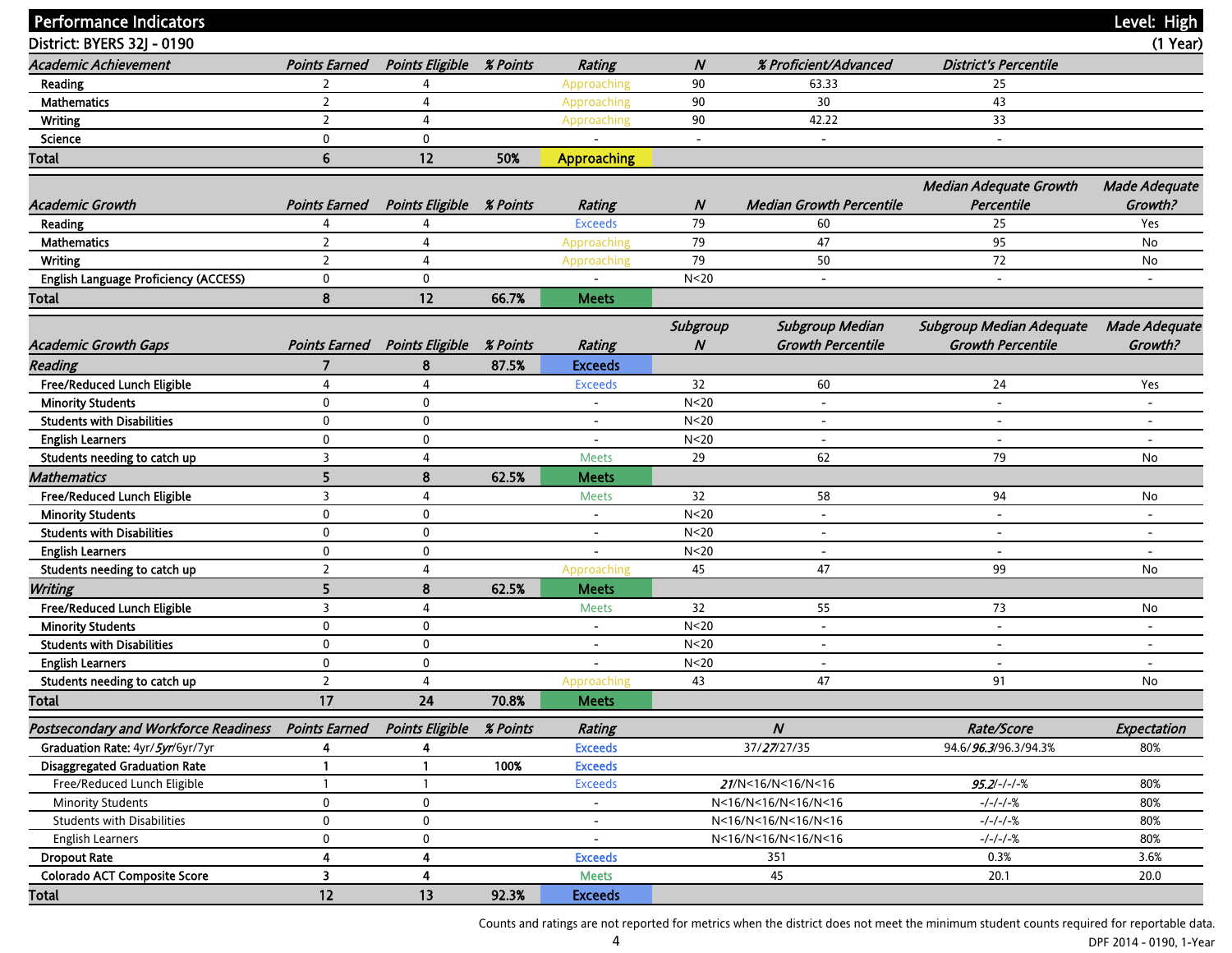## Performance Indicators

**Level: High**

**District: BYERS 32J - 0190**

**(1 Year)**

| *Academic Achievement* | *Points Earned* | *Points Eligible* | *% Points* | *Rating* | *N* | *% Proficient/Advanced* | *District's Percentile* |
|---|---|---|---|---|---|---|---|
| Reading | 2 | 4 | | Approaching | 90 | 63.33 | 25 |
| Mathematics | 2 | 4 | | Approaching | 90 | 30 | 43 |
| Writing | 2 | 4 | | Approaching | 90 | 42.22 | 33 |
| Science | 0 | 0 | | - | - | - | - |
| **Total** | **6** | **12** | **50%** | **Approaching** | | | |

| *Academic Growth* | *Points Earned* | *Points Eligible* | *% Points* | *Rating* | *N* | *Median Growth Percentile* | *Median Adequate Growth Percentile* | *Made Adequate Growth?* |
|---|---|---|---|---|---|---|---|---|
| Reading | 4 | 4 | | Exceeds | 79 | 60 | 25 | Yes |
| Mathematics | 2 | 4 | | Approaching | 79 | 47 | 95 | No |
| Writing | 2 | 4 | | Approaching | 79 | 50 | 72 | No |
| English Language Proficiency (ACCESS) | 0 | 0 | | - | N<20 | - | - | - |
| **Total** | **8** | **12** | **66.7%** | **Meets** | | | | |

| *Academic Growth Gaps* | *Points Earned* | *Points Eligible* | *% Points* | *Rating* | *Subgroup N* | *Subgroup Median Growth Percentile* | *Subgroup Median Adequate Growth Percentile* | *Made Adequate Growth?* |
|---|---|---|---|---|---|---|---|---|
| ***Reading*** | **7** | **8** | **87.5%** | **Exceeds** | | | | |
| Free/Reduced Lunch Eligible | 4 | 4 | | Exceeds | 32 | 60 | 24 | Yes |
| Minority Students | 0 | 0 | | - | N<20 | - | - | - |
| Students with Disabilities | 0 | 0 | | - | N<20 | - | - | - |
| English Learners | 0 | 0 | | - | N<20 | - | - | - |
| Students needing to catch up | 3 | 4 | | Meets | 29 | 62 | 79 | No |
| ***Mathematics*** | **5** | **8** | **62.5%** | **Meets** | | | | |
| Free/Reduced Lunch Eligible | 3 | 4 | | Meets | 32 | 58 | 94 | No |
| Minority Students | 0 | 0 | | - | N<20 | - | - | - |
| Students with Disabilities | 0 | 0 | | - | N<20 | - | - | - |
| English Learners | 0 | 0 | | - | N<20 | - | - | - |
| Students needing to catch up | 2 | 4 | | Approaching | 45 | 47 | 99 | No |
| ***Writing*** | **5** | **8** | **62.5%** | **Meets** | | | | |
| Free/Reduced Lunch Eligible | 3 | 4 | | Meets | 32 | 55 | 73 | No |
| Minority Students | 0 | 0 | | - | N<20 | - | - | - |
| Students with Disabilities | 0 | 0 | | - | N<20 | - | - | - |
| English Learners | 0 | 0 | | - | N<20 | - | - | - |
| Students needing to catch up | 2 | 4 | | Approaching | 43 | 47 | 91 | No |
| **Total** | **17** | **24** | **70.8%** | **Meets** | | | | |

| *Postsecondary and Workforce Readiness* | *Points Earned* | *Points Eligible* | *% Points* | *Rating* | *N* | *Rate/Score* | *Expectation* |
|---|---|---|---|---|---|---|---|
| **Graduation Rate:** 4yr/***5yr***/6yr/7yr | **4** | **4** | | **Exceeds** | 37/***27***/27/35 | 94.6/***96.3***/96.3/94.3% | 80% |
| **Disaggregated Graduation Rate** | **1** | **1** | **100%** | **Exceeds** | | | |
| Free/Reduced Lunch Eligible | 1 | 1 | | Exceeds | ***21***/N<16/N<16/N<16 | ***95.2***/-/-/-% | 80% |
| Minority Students | 0 | 0 | | - | N<16/N<16/N<16/N<16 | -/-/-/-% | 80% |
| Students with Disabilities | 0 | 0 | | - | N<16/N<16/N<16/N<16 | -/-/-/-% | 80% |
| English Learners | 0 | 0 | | - | N<16/N<16/N<16/N<16 | -/-/-/-% | 80% |
| **Dropout Rate** | **4** | **4** | | **Exceeds** | 351 | 0.3% | 3.6% |
| **Colorado ACT Composite Score** | **3** | **4** | | **Meets** | 45 | 20.1 | 20.0 |
| **Total** | **12** | **13** | **92.3%** | **Exceeds** | | | |

Counts and ratings are not reported for metrics when the district does not meet the minimum student counts required for reportable data.

DPF 2014 - 0190, 1-Year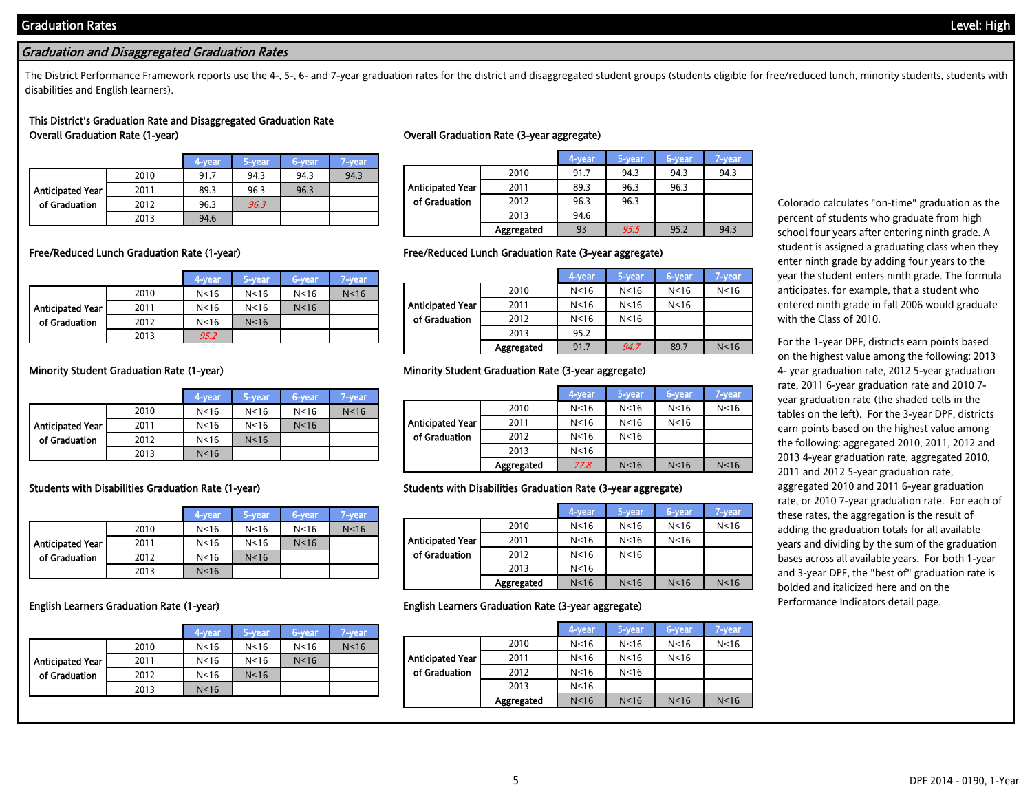## Graduation Rates

Level: High

### *Graduation and Disaggregated Graduation Rates*

The District Performance Framework reports use the 4-, 5-, 6- and 7-year graduation rates for the district and disaggregated student groups (students eligible for free/reduced lunch, minority students, students with disabilities and English learners).

**This District's Graduation Rate and Disaggregated Graduation Rate**

**Overall Graduation Rate (1-year)**

| Anticipated Year of Graduation | 4-year | 5-year | 6-year | 7-year |
|---|---|---|---|---|
| 2010 | 91.7 | 94.3 | 94.3 | 94.3 |
| 2011 | 89.3 | 96.3 | 96.3 | |
| 2012 | 96.3 | ***96.3*** | | |
| 2013 | 94.6 | | | |

**Overall Graduation Rate (3-year aggregate)**

| Anticipated Year of Graduation | 4-year | 5-year | 6-year | 7-year |
|---|---|---|---|---|
| 2010 | 91.7 | 94.3 | 94.3 | 94.3 |
| 2011 | 89.3 | 96.3 | 96.3 | |
| 2012 | 96.3 | 96.3 | | |
| 2013 | 94.6 | | | |
| Aggregated | 93 | ***95.5*** | 95.2 | 94.3 |

**Free/Reduced Lunch Graduation Rate (1-year)**

| Anticipated Year of Graduation | 4-year | 5-year | 6-year | 7-year |
|---|---|---|---|---|
| 2010 | N<16 | N<16 | N<16 | N<16 |
| 2011 | N<16 | N<16 | N<16 | |
| 2012 | N<16 | N<16 | | |
| 2013 | ***95.2*** | | | |

**Free/Reduced Lunch Graduation Rate (3-year aggregate)**

| Anticipated Year of Graduation | 4-year | 5-year | 6-year | 7-year |
|---|---|---|---|---|
| 2010 | N<16 | N<16 | N<16 | N<16 |
| 2011 | N<16 | N<16 | N<16 | |
| 2012 | N<16 | N<16 | | |
| 2013 | 95.2 | | | |
| Aggregated | 91.7 | ***94.7*** | 89.7 | N<16 |

**Minority Student Graduation Rate (1-year)**

| Anticipated Year of Graduation | 4-year | 5-year | 6-year | 7-year |
|---|---|---|---|---|
| 2010 | N<16 | N<16 | N<16 | N<16 |
| 2011 | N<16 | N<16 | N<16 | |
| 2012 | N<16 | N<16 | | |
| 2013 | N<16 | | | |

**Minority Student Graduation Rate (3-year aggregate)**

| Anticipated Year of Graduation | 4-year | 5-year | 6-year | 7-year |
|---|---|---|---|---|
| 2010 | N<16 | N<16 | N<16 | N<16 |
| 2011 | N<16 | N<16 | N<16 | |
| 2012 | N<16 | N<16 | | |
| 2013 | N<16 | | | |
| Aggregated | ***77.8*** | N<16 | N<16 | N<16 |

**Students with Disabilities Graduation Rate (1-year)**

| Anticipated Year of Graduation | 4-year | 5-year | 6-year | 7-year |
|---|---|---|---|---|
| 2010 | N<16 | N<16 | N<16 | N<16 |
| 2011 | N<16 | N<16 | N<16 | |
| 2012 | N<16 | N<16 | | |
| 2013 | N<16 | | | |

**Students with Disabilities Graduation Rate (3-year aggregate)**

| Anticipated Year of Graduation | 4-year | 5-year | 6-year | 7-year |
|---|---|---|---|---|
| 2010 | N<16 | N<16 | N<16 | N<16 |
| 2011 | N<16 | N<16 | N<16 | |
| 2012 | N<16 | N<16 | | |
| 2013 | N<16 | | | |
| Aggregated | N<16 | N<16 | N<16 | N<16 |

**English Learners Graduation Rate (1-year)**

| Anticipated Year of Graduation | 4-year | 5-year | 6-year | 7-year |
|---|---|---|---|---|
| 2010 | N<16 | N<16 | N<16 | N<16 |
| 2011 | N<16 | N<16 | N<16 | |
| 2012 | N<16 | N<16 | | |
| 2013 | N<16 | | | |

**English Learners Graduation Rate (3-year aggregate)**

| Anticipated Year of Graduation | 4-year | 5-year | 6-year | 7-year |
|---|---|---|---|---|
| 2010 | N<16 | N<16 | N<16 | N<16 |
| 2011 | N<16 | N<16 | N<16 | |
| 2012 | N<16 | N<16 | | |
| 2013 | N<16 | | | |
| Aggregated | N<16 | N<16 | N<16 | N<16 |

Colorado calculates "on-time" graduation as the percent of students who graduate from high school four years after entering ninth grade. A student is assigned a graduating class when they enter ninth grade by adding four years to the year the student enters ninth grade. The formula anticipates, for example, that a student who entered ninth grade in fall 2006 would graduate with the Class of 2010.

For the 1-year DPF, districts earn points based on the highest value among the following: 2013 4- year graduation rate, 2012 5-year graduation rate, 2011 6-year graduation rate and 2010 7-year graduation rate (the shaded cells in the tables on the left). For the 3-year DPF, districts earn points based on the highest value among the following: aggregated 2010, 2011, 2012 and 2013 4-year graduation rate, aggregated 2010, 2011 and 2012 5-year graduation rate, aggregated 2010 and 2011 6-year graduation rate, or 2010 7-year graduation rate. For each of these rates, the aggregation is the result of adding the graduation totals for all available years and dividing by the sum of the graduation bases across all available years. For both 1-year and 3-year DPF, the "best of" graduation rate is bolded and italicized here and on the Performance Indicators detail page.

DPF 2014 - 0190, 1-Year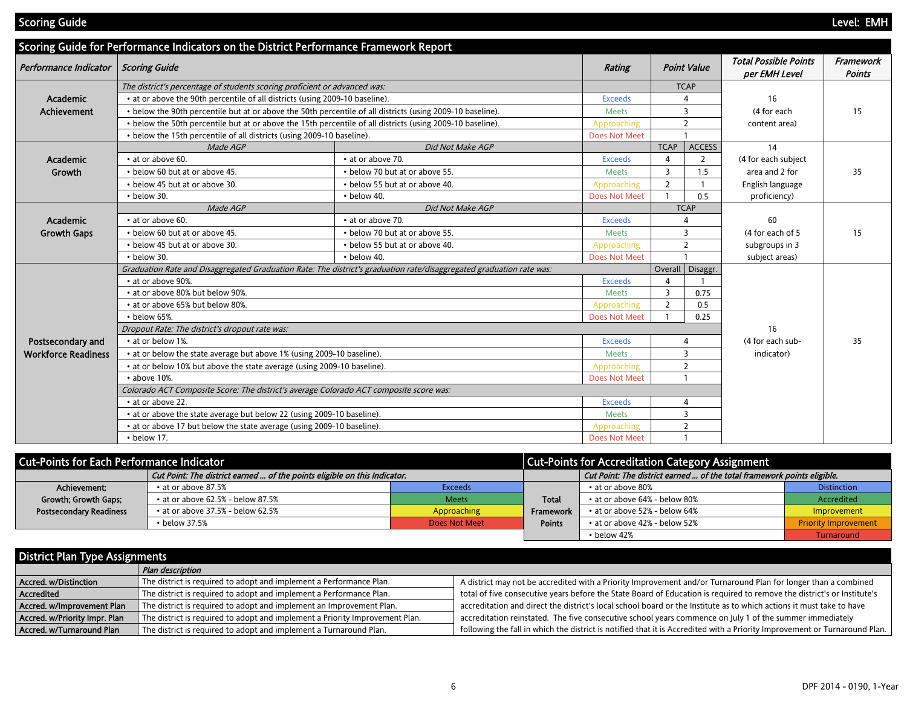## Scoring Guide — Level: EMH

### Scoring Guide for Performance Indicators on the District Performance Framework Report

| Performance Indicator | Scoring Guide | | Rating | Point Value | | Total Possible Points per EMH Level | Framework Points |
|---|---|---|---|---|---|---|---|
| Academic Achievement | *The district's percentage of students scoring proficient or advanced was:* | | | TCAP | | 16 (4 for each content area) | 15 |
| | • at or above the 90th percentile of all districts (using 2009-10 baseline). | | Exceeds | 4 | | | |
| | • below the 90th percentile but at or above the 50th percentile of all districts (using 2009-10 baseline). | | Meets | 3 | | | |
| | • below the 50th percentile but at or above the 15th percentile of all districts (using 2009-10 baseline). | | Approaching | 2 | | | |
| | • below the 15th percentile of all districts (using 2009-10 baseline). | | Does Not Meet | 1 | | | |
| Academic Growth | *Made AGP* | *Did Not Make AGP* | | TCAP | ACCESS | 14 (4 for each subject area and 2 for English language proficiency) | 35 |
| | • at or above 60. | • at or above 70. | Exceeds | 4 | 2 | | |
| | • below 60 but at or above 45. | • below 70 but at or above 55. | Meets | 3 | 1.5 | | |
| | • below 45 but at or above 30. | • below 55 but at or above 40. | Approaching | 2 | 1 | | |
| | • below 30. | • below 40. | Does Not Meet | 1 | 0.5 | | |
| Academic Growth Gaps | *Made AGP* | *Did Not Make AGP* | | TCAP | | 60 (4 for each of 5 subgroups in 3 subject areas) | 15 |
| | • at or above 60. | • at or above 70. | Exceeds | 4 | | | |
| | • below 60 but at or above 45. | • below 70 but at or above 55. | Meets | 3 | | | |
| | • below 45 but at or above 30. | • below 55 but at or above 40. | Approaching | 2 | | | |
| | • below 30. | • below 40. | Does Not Meet | 1 | | | |
| Postsecondary and Workforce Readiness | *Graduation Rate and Disaggregated Graduation Rate: The district's graduation rate/disaggregated graduation rate was:* | | | Overall | Disaggr. | 16 (4 for each sub-indicator) | 35 |
| | • at or above 90%. | | Exceeds | 4 | 1 | | |
| | • at or above 80% but below 90%. | | Meets | 3 | 0.75 | | |
| | • at or above 65% but below 80%. | | Approaching | 2 | 0.5 | | |
| | • below 65%. | | Does Not Meet | 1 | 0.25 | | |
| | *Dropout Rate: The district's dropout rate was:* | | | | | | |
| | • at or below 1%. | | Exceeds | 4 | | | |
| | • at or below the state average but above 1% (using 2009-10 baseline). | | Meets | 3 | | | |
| | • at or below 10% but above the state average (using 2009-10 baseline). | | Approaching | 2 | | | |
| | • above 10%. | | Does Not Meet | 1 | | | |
| | *Colorado ACT Composite Score: The district's average Colorado ACT composite score was:* | | | | | | |
| | • at or above 22. | | Exceeds | 4 | | | |
| | • at or above the state average but below 22 (using 2009-10 baseline). | | Meets | 3 | | | |
| | • at or above 17 but below the state average (using 2009-10 baseline). | | Approaching | 2 | | | |
| | • below 17. | | Does Not Meet | 1 | | | |

### Cut-Points for Each Performance Indicator

| | *Cut Point: The district earned ... of the points eligible on this Indicator.* | |
|---|---|---|
| Achievement; Growth; Growth Gaps; Postsecondary Readiness | • at or above 87.5% | Exceeds |
| | • at or above 62.5% - below 87.5% | Meets |
| | • at or above 37.5% - below 62.5% | Approaching |
| | • below 37.5% | Does Not Meet |

### Cut-Points for Accreditation Category Assignment

| | *Cut Point: The district earned ... of the total framework points eligible.* | |
|---|---|---|
| Total Framework Points | • at or above 80% | Distinction |
| | • at or above 64% - below 80% | Accredited |
| | • at or above 52% - below 64% | Improvement |
| | • at or above 42% - below 52% | Priority Improvement |
| | • below 42% | Turnaround |

### District Plan Type Assignments

| | *Plan description* |
|---|---|
| **Accred. w/Distinction** | The district is required to adopt and implement a Performance Plan. |
| **Accredited** | The district is required to adopt and implement a Performance Plan. |
| **Accred. w/Improvement Plan** | The district is required to adopt and implement an Improvement Plan. |
| **Accred. w/Priority Impr. Plan** | The district is required to adopt and implement a Priority Improvement Plan. |
| **Accred. w/Turnaround Plan** | The district is required to adopt and implement a Turnaround Plan. |

A district may not be accredited with a Priority Improvement and/or Turnaround Plan for longer than a combined total of five consecutive years before the State Board of Education is required to remove the district's or Institute's accreditation and direct the district's local school board or the Institute as to which actions it must take to have accreditation reinstated. The five consecutive school years commence on July 1 of the summer immediately following the fall in which the district is notified that it is Accredited with a Priority Improvement or Turnaround Plan.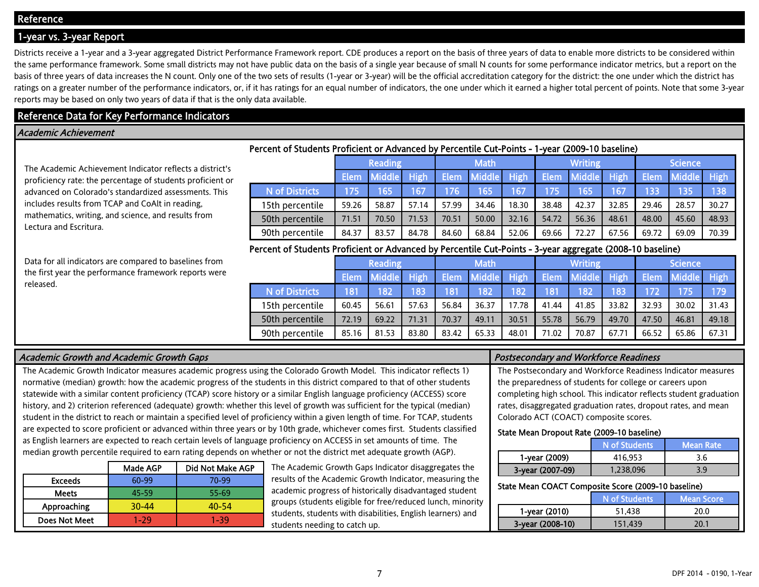# Reference

## 1-year vs. 3-year Report

Districts receive a 1-year and a 3-year aggregated District Performance Framework report. CDE produces a report on the basis of three years of data to enable more districts to be considered within the same performance framework. Some small districts may not have public data on the basis of a single year because of small N counts for some performance indicator metrics, but a report on the basis of three years of data increases the N count. Only one of the two sets of results (1-year or 3-year) will be the official accreditation category for the district: the one under which the district has ratings on a greater number of the performance indicators, or, if it has ratings for an equal number of indicators, the one under which it earned a higher total percent of points. Note that some 3-year reports may be based on only two years of data if that is the only data available.

## Reference Data for Key Performance Indicators

### *Academic Achievement*

The Academic Achievement Indicator reflects a district's proficiency rate: the percentage of students proficient or advanced on Colorado's standardized assessments. This includes results from TCAP and CoAlt in reading, mathematics, writing, and science, and results from Lectura and Escritura.

Data for all indicators are compared to baselines from the first year the performance framework reports were released.

**Percent of Students Proficient or Advanced by Percentile Cut-Points - 1-year (2009-10 baseline)**

| | Reading | | | Math | | | Writing | | | Science | | |
|---|---|---|---|---|---|---|---|---|---|---|---|---|
| | Elem | Middle | High | Elem | Middle | High | Elem | Middle | High | Elem | Middle | High |
| N of Districts | 175 | 165 | 167 | 176 | 165 | 167 | 175 | 165 | 167 | 133 | 135 | 138 |
| 15th percentile | 59.26 | 58.87 | 57.14 | 57.99 | 34.46 | 18.30 | 38.48 | 42.37 | 32.85 | 29.46 | 28.57 | 30.27 |
| 50th percentile | 71.51 | 70.50 | 71.53 | 70.51 | 50.00 | 32.16 | 54.72 | 56.36 | 48.61 | 48.00 | 45.60 | 48.93 |
| 90th percentile | 84.37 | 83.57 | 84.78 | 84.60 | 68.84 | 52.06 | 69.66 | 72.27 | 67.56 | 69.72 | 69.09 | 70.39 |

**Percent of Students Proficient or Advanced by Percentile Cut-Points - 3-year aggregate (2008-10 baseline)**

| | Reading | | | Math | | | Writing | | | Science | | |
|---|---|---|---|---|---|---|---|---|---|---|---|---|
| | Elem | Middle | High | Elem | Middle | High | Elem | Middle | High | Elem | Middle | High |
| N of Districts | 181 | 182 | 183 | 181 | 182 | 182 | 181 | 182 | 183 | 172 | 175 | 179 |
| 15th percentile | 60.45 | 56.61 | 57.63 | 56.84 | 36.37 | 17.78 | 41.44 | 41.85 | 33.82 | 32.93 | 30.02 | 31.43 |
| 50th percentile | 72.19 | 69.22 | 71.31 | 70.37 | 49.11 | 30.51 | 55.78 | 56.79 | 49.70 | 47.50 | 46.81 | 49.18 |
| 90th percentile | 85.16 | 81.53 | 83.80 | 83.42 | 65.33 | 48.01 | 71.02 | 70.87 | 67.71 | 66.52 | 65.86 | 67.31 |

### *Academic Growth and Academic Growth Gaps*

The Academic Growth Indicator measures academic progress using the Colorado Growth Model. This indicator reflects 1) normative (median) growth: how the academic progress of the students in this district compared to that of other students statewide with a similar content proficiency (TCAP) score history or a similar English language proficiency (ACCESS) score history, and 2) criterion referenced (adequate) growth: whether this level of growth was sufficient for the typical (median) student in the district to reach or maintain a specified level of proficiency within a given length of time. For TCAP, students are expected to score proficient or advanced within three years or by 10th grade, whichever comes first. Students classified as English learners are expected to reach certain levels of language proficiency on ACCESS in set amounts of time. The median growth percentile required to earn rating depends on whether or not the district met adequate growth (AGP).

| | Made AGP | Did Not Make AGP |
|---|---|---|
| Exceeds | 60-99 | 70-99 |
| Meets | 45-59 | 55-69 |
| Approaching | 30-44 | 40-54 |
| Does Not Meet | 1-29 | 1-39 |

The Academic Growth Gaps Indicator disaggregates the results of the Academic Growth Indicator, measuring the academic progress of historically disadvantaged student groups (students eligible for free/reduced lunch, minority students, students with disabilities, English learners) and students needing to catch up.

### *Postsecondary and Workforce Readiness*

The Postsecondary and Workforce Readiness Indicator measures the preparedness of students for college or careers upon completing high school. This indicator reflects student graduation rates, disaggregated graduation rates, dropout rates, and mean Colorado ACT (COACT) composite scores.

**State Mean Dropout Rate (2009-10 baseline)**

| | N of Students | Mean Rate |
|---|---|---|
| 1-year (2009) | 416,953 | 3.6 |
| 3-year (2007-09) | 1,238,096 | 3.9 |

**State Mean COACT Composite Score (2009-10 baseline)**

| | N of Students | Mean Score |
|---|---|---|
| 1-year (2010) | 51,438 | 20.0 |
| 3-year (2008-10) | 151,439 | 20.1 |